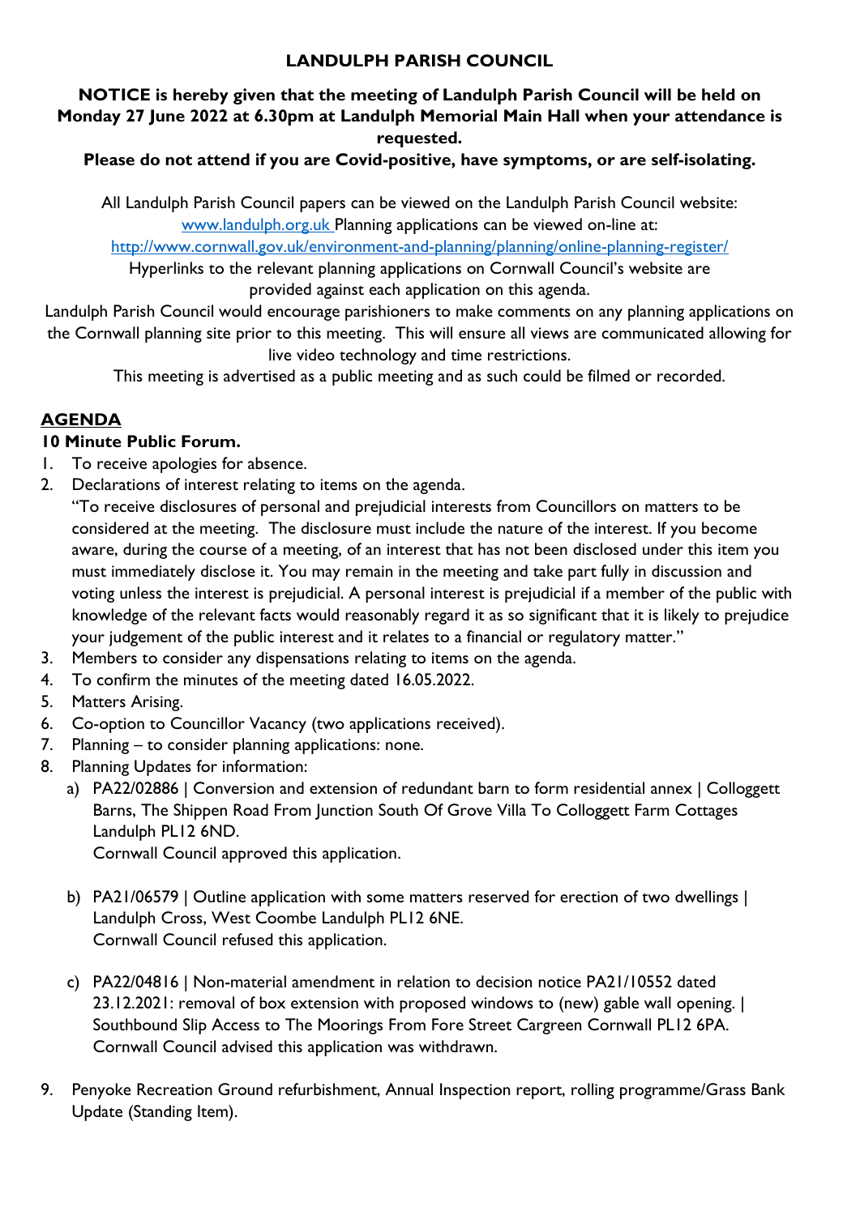# LANDULPH PARISH COUNCIL

**NOTICE is hereby given that the meeting of Landulph Parish Council will be held on Monday 27 June 2022 at 6.30pm at Landulph Memorial Main Hall when your attendance is requested.**

**Please do not attend if you are Covid-positive, have symptoms, or are self-isolating.**

All Landulph Parish Council papers can be viewed on the Landulph Parish Council website: [www.landulph.org.uk](www.landulph.org.uk) Planning applications can be viewed on-line at: [http://www.cornwall.gov.uk/environment-and-planning/planning/online-planning-register/](http://www.cornwall.gov.uk/environment-and-planning/planning/online-planning-register/)

Hyperlinks to the relevant planning applications on Cornwall Council's website are provided against each application on this agenda.

Landulph Parish Council would encourage parishioners to make comments on any planning applications on the Cornwall planning site prior to this meeting. This will ensure all views are communicated allowing for live video technology and time restrictions.

This meeting is advertised as a public meeting and as such could be filmed or recorded.

## AGENDA

**10 Minute Public Forum.**

1. To receive apologies for absence.
2. Declarations of interest relating to items on the agenda.
   "To receive disclosures of personal and prejudicial interests from Councillors on matters to be considered at the meeting. The disclosure must include the nature of the interest. If you become aware, during the course of a meeting, of an interest that has not been disclosed under this item you must immediately disclose it. You may remain in the meeting and take part fully in discussion and voting unless the interest is prejudicial. A personal interest is prejudicial if a member of the public with knowledge of the relevant facts would reasonably regard it as so significant that it is likely to prejudice your judgement of the public interest and it relates to a financial or regulatory matter."
3. Members to consider any dispensations relating to items on the agenda.
4. To confirm the minutes of the meeting dated 16.05.2022.
5. Matters Arising.
6. Co-option to Councillor Vacancy (two applications received).
7. Planning – to consider planning applications: none.
8. Planning Updates for information:
   a) PA22/02886 | Conversion and extension of redundant barn to form residential annex | Colloggett Barns, The Shippen Road From Junction South Of Grove Villa To Colloggett Farm Cottages Landulph PL12 6ND.
   Cornwall Council approved this application.

   b) PA21/06579 | Outline application with some matters reserved for erection of two dwellings | Landulph Cross, West Coombe Landulph PL12 6NE.
   Cornwall Council refused this application.

   c) PA22/04816 | Non-material amendment in relation to decision notice PA21/10552 dated 23.12.2021: removal of box extension with proposed windows to (new) gable wall opening. | Southbound Slip Access to The Moorings From Fore Street Cargreen Cornwall PL12 6PA.
   Cornwall Council advised this application was withdrawn.

9. Penyoke Recreation Ground refurbishment, Annual Inspection report, rolling programme/Grass Bank Update (Standing Item).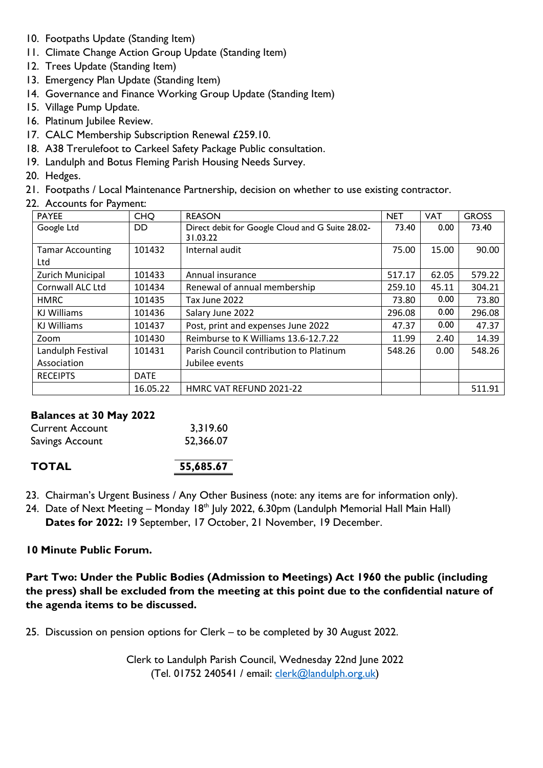10. Footpaths Update (Standing Item)
11. Climate Change Action Group Update (Standing Item)
12. Trees Update (Standing Item)
13. Emergency Plan Update (Standing Item)
14. Governance and Finance Working Group Update (Standing Item)
15. Village Pump Update.
16. Platinum Jubilee Review.
17. CALC Membership Subscription Renewal £259.10.
18. A38 Trerulefoot to Carkeel Safety Package Public consultation.
19. Landulph and Botus Fleming Parish Housing Needs Survey.
20. Hedges.
21. Footpaths / Local Maintenance Partnership, decision on whether to use existing contractor.
22. Accounts for Payment:

| PAYEE | CHQ | REASON | NET | VAT | GROSS |
|---|---|---|---|---|---|
| Google Ltd | DD | Direct debit for Google Cloud and G Suite 28.02-31.03.22 | 73.40 | 0.00 | 73.40 |
| Tamar Accounting Ltd | 101432 | Internal audit | 75.00 | 15.00 | 90.00 |
| Zurich Municipal | 101433 | Annual insurance | 517.17 | 62.05 | 579.22 |
| Cornwall ALC Ltd | 101434 | Renewal of annual membership | 259.10 | 45.11 | 304.21 |
| HMRC | 101435 | Tax June 2022 | 73.80 | 0.00 | 73.80 |
| KJ Williams | 101436 | Salary June 2022 | 296.08 | 0.00 | 296.08 |
| KJ Williams | 101437 | Post, print and expenses June 2022 | 47.37 | 0.00 | 47.37 |
| Zoom | 101430 | Reimburse to K Williams 13.6-12.7.22 | 11.99 | 2.40 | 14.39 |
| Landulph Festival Association | 101431 | Parish Council contribution to Platinum Jubilee events | 548.26 | 0.00 | 548.26 |
| RECEIPTS | DATE | | | | |
| | 16.05.22 | HMRC VAT REFUND 2021-22 | | | 511.91 |

**Balances at 30 May 2022**

| | |
|---|---|
| Current Account | 3,319.60 |
| Savings Account | 52,366.07 |
| **TOTAL** | **55,685.67** |

23. Chairman's Urgent Business / Any Other Business (note: any items are for information only).
24. Date of Next Meeting – Monday 18th July 2022, 6.30pm (Landulph Memorial Hall Main Hall)
    **Dates for 2022:** 19 September, 17 October, 21 November, 19 December.

**10 Minute Public Forum.**

**Part Two: Under the Public Bodies (Admission to Meetings) Act 1960 the public (including the press) shall be excluded from the meeting at this point due to the confidential nature of the agenda items to be discussed.**

25. Discussion on pension options for Clerk – to be completed by 30 August 2022.

Clerk to Landulph Parish Council, Wednesday 22nd June 2022
(Tel. 01752 240541 / email: clerk@landulph.org.uk)